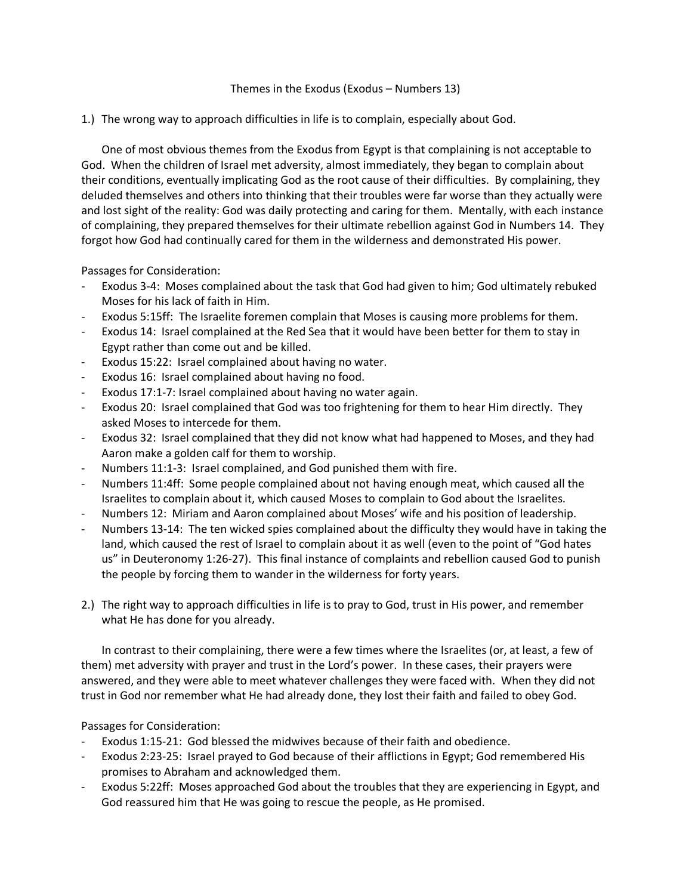# Themes in the Exodus (Exodus – Numbers 13)

1.) The wrong way to approach difficulties in life is to complain, especially about God.

One of most obvious themes from the Exodus from Egypt is that complaining is not acceptable to God. When the children of Israel met adversity, almost immediately, they began to complain about their conditions, eventually implicating God as the root cause of their difficulties. By complaining, they deluded themselves and others into thinking that their troubles were far worse than they actually were and lost sight of the reality: God was daily protecting and caring for them. Mentally, with each instance of complaining, they prepared themselves for their ultimate rebellion against God in Numbers 14. They forgot how God had continually cared for them in the wilderness and demonstrated His power.

Passages for Consideration:

- Exodus 3-4: Moses complained about the task that God had given to him; God ultimately rebuked Moses for his lack of faith in Him.
- Exodus 5:15ff: The Israelite foremen complain that Moses is causing more problems for them.
- Exodus 14: Israel complained at the Red Sea that it would have been better for them to stay in Egypt rather than come out and be killed.
- Exodus 15:22: Israel complained about having no water.
- Exodus 16: Israel complained about having no food.
- Exodus 17:1-7: Israel complained about having no water again.
- Exodus 20: Israel complained that God was too frightening for them to hear Him directly. They asked Moses to intercede for them.
- Exodus 32: Israel complained that they did not know what had happened to Moses, and they had Aaron make a golden calf for them to worship.
- Numbers 11:1-3: Israel complained, and God punished them with fire.
- Numbers 11:4ff: Some people complained about not having enough meat, which caused all the Israelites to complain about it, which caused Moses to complain to God about the Israelites.
- Numbers 12: Miriam and Aaron complained about Moses' wife and his position of leadership.
- Numbers 13-14: The ten wicked spies complained about the difficulty they would have in taking the land, which caused the rest of Israel to complain about it as well (even to the point of "God hates us" in Deuteronomy 1:26-27). This final instance of complaints and rebellion caused God to punish the people by forcing them to wander in the wilderness for forty years.

2.) The right way to approach difficulties in life is to pray to God, trust in His power, and remember what He has done for you already.

In contrast to their complaining, there were a few times where the Israelites (or, at least, a few of them) met adversity with prayer and trust in the Lord's power. In these cases, their prayers were answered, and they were able to meet whatever challenges they were faced with. When they did not trust in God nor remember what He had already done, they lost their faith and failed to obey God.

Passages for Consideration:

- Exodus 1:15-21: God blessed the midwives because of their faith and obedience.
- Exodus 2:23-25: Israel prayed to God because of their afflictions in Egypt; God remembered His promises to Abraham and acknowledged them.
- Exodus 5:22ff: Moses approached God about the troubles that they are experiencing in Egypt, and God reassured him that He was going to rescue the people, as He promised.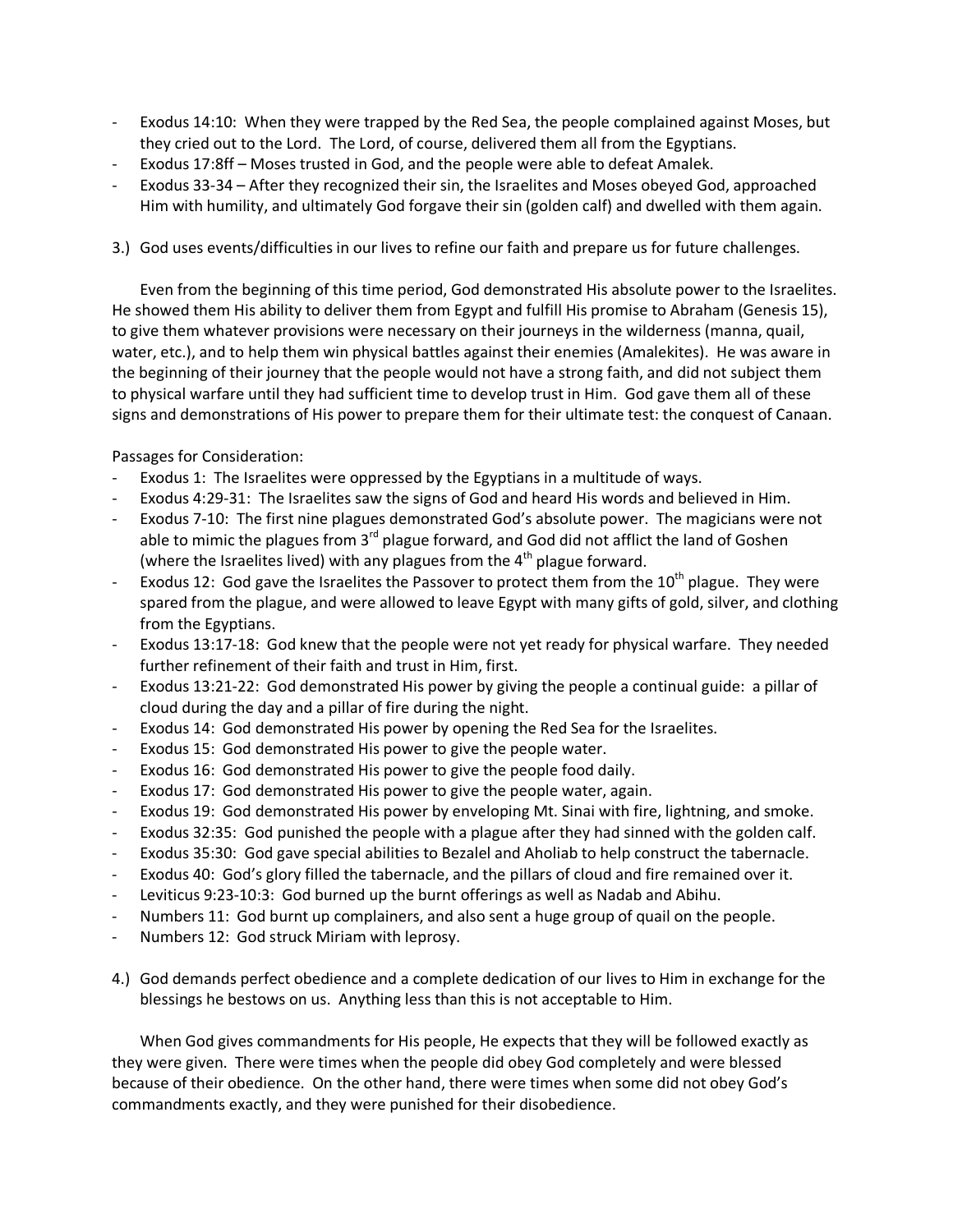- Exodus 14:10: When they were trapped by the Red Sea, the people complained against Moses, but they cried out to the Lord. The Lord, of course, delivered them all from the Egyptians.
- Exodus 17:8ff – Moses trusted in God, and the people were able to defeat Amalek.
- Exodus 33-34 – After they recognized their sin, the Israelites and Moses obeyed God, approached Him with humility, and ultimately God forgave their sin (golden calf) and dwelled with them again.

3.) God uses events/difficulties in our lives to refine our faith and prepare us for future challenges.

Even from the beginning of this time period, God demonstrated His absolute power to the Israelites. He showed them His ability to deliver them from Egypt and fulfill His promise to Abraham (Genesis 15), to give them whatever provisions were necessary on their journeys in the wilderness (manna, quail, water, etc.), and to help them win physical battles against their enemies (Amalekites). He was aware in the beginning of their journey that the people would not have a strong faith, and did not subject them to physical warfare until they had sufficient time to develop trust in Him. God gave them all of these signs and demonstrations of His power to prepare them for their ultimate test: the conquest of Canaan.

Passages for Consideration:

- Exodus 1: The Israelites were oppressed by the Egyptians in a multitude of ways.
- Exodus 4:29-31: The Israelites saw the signs of God and heard His words and believed in Him.
- Exodus 7-10: The first nine plagues demonstrated God's absolute power. The magicians were not able to mimic the plagues from 3rd plague forward, and God did not afflict the land of Goshen (where the Israelites lived) with any plagues from the 4th plague forward.
- Exodus 12: God gave the Israelites the Passover to protect them from the 10th plague. They were spared from the plague, and were allowed to leave Egypt with many gifts of gold, silver, and clothing from the Egyptians.
- Exodus 13:17-18: God knew that the people were not yet ready for physical warfare. They needed further refinement of their faith and trust in Him, first.
- Exodus 13:21-22: God demonstrated His power by giving the people a continual guide: a pillar of cloud during the day and a pillar of fire during the night.
- Exodus 14: God demonstrated His power by opening the Red Sea for the Israelites.
- Exodus 15: God demonstrated His power to give the people water.
- Exodus 16: God demonstrated His power to give the people food daily.
- Exodus 17: God demonstrated His power to give the people water, again.
- Exodus 19: God demonstrated His power by enveloping Mt. Sinai with fire, lightning, and smoke.
- Exodus 32:35: God punished the people with a plague after they had sinned with the golden calf.
- Exodus 35:30: God gave special abilities to Bezalel and Aholiab to help construct the tabernacle.
- Exodus 40: God's glory filled the tabernacle, and the pillars of cloud and fire remained over it.
- Leviticus 9:23-10:3: God burned up the burnt offerings as well as Nadab and Abihu.
- Numbers 11: God burnt up complainers, and also sent a huge group of quail on the people.
- Numbers 12: God struck Miriam with leprosy.

4.) God demands perfect obedience and a complete dedication of our lives to Him in exchange for the blessings he bestows on us. Anything less than this is not acceptable to Him.

When God gives commandments for His people, He expects that they will be followed exactly as they were given. There were times when the people did obey God completely and were blessed because of their obedience. On the other hand, there were times when some did not obey God's commandments exactly, and they were punished for their disobedience.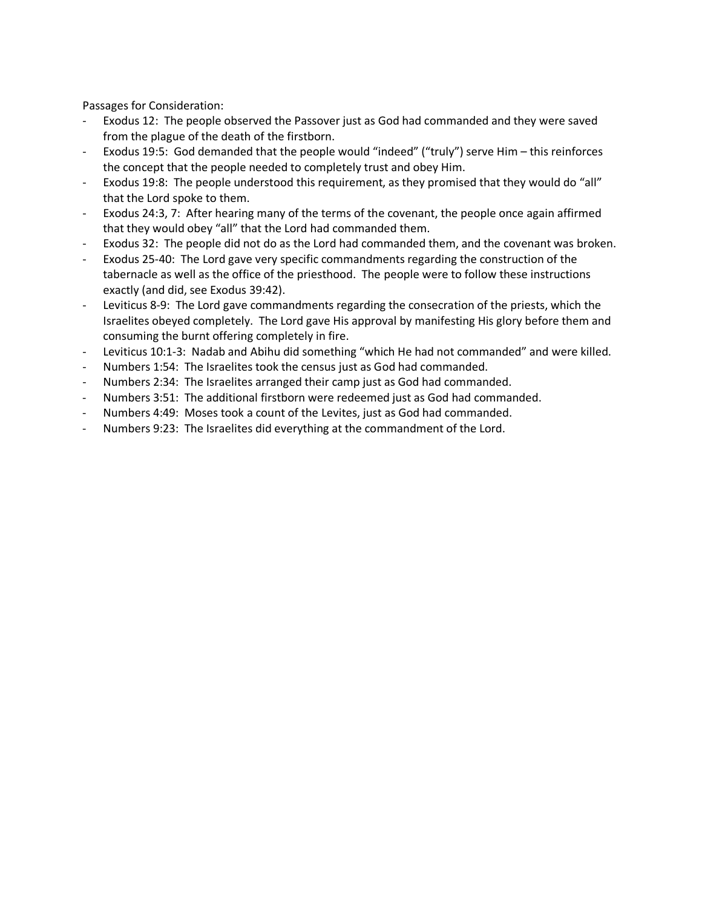Passages for Consideration:

- Exodus 12: The people observed the Passover just as God had commanded and they were saved from the plague of the death of the firstborn.
- Exodus 19:5: God demanded that the people would "indeed" ("truly") serve Him – this reinforces the concept that the people needed to completely trust and obey Him.
- Exodus 19:8: The people understood this requirement, as they promised that they would do "all" that the Lord spoke to them.
- Exodus 24:3, 7: After hearing many of the terms of the covenant, the people once again affirmed that they would obey "all" that the Lord had commanded them.
- Exodus 32: The people did not do as the Lord had commanded them, and the covenant was broken.
- Exodus 25-40: The Lord gave very specific commandments regarding the construction of the tabernacle as well as the office of the priesthood. The people were to follow these instructions exactly (and did, see Exodus 39:42).
- Leviticus 8-9: The Lord gave commandments regarding the consecration of the priests, which the Israelites obeyed completely. The Lord gave His approval by manifesting His glory before them and consuming the burnt offering completely in fire.
- Leviticus 10:1-3: Nadab and Abihu did something "which He had not commanded" and were killed.
- Numbers 1:54: The Israelites took the census just as God had commanded.
- Numbers 2:34: The Israelites arranged their camp just as God had commanded.
- Numbers 3:51: The additional firstborn were redeemed just as God had commanded.
- Numbers 4:49: Moses took a count of the Levites, just as God had commanded.
- Numbers 9:23: The Israelites did everything at the commandment of the Lord.